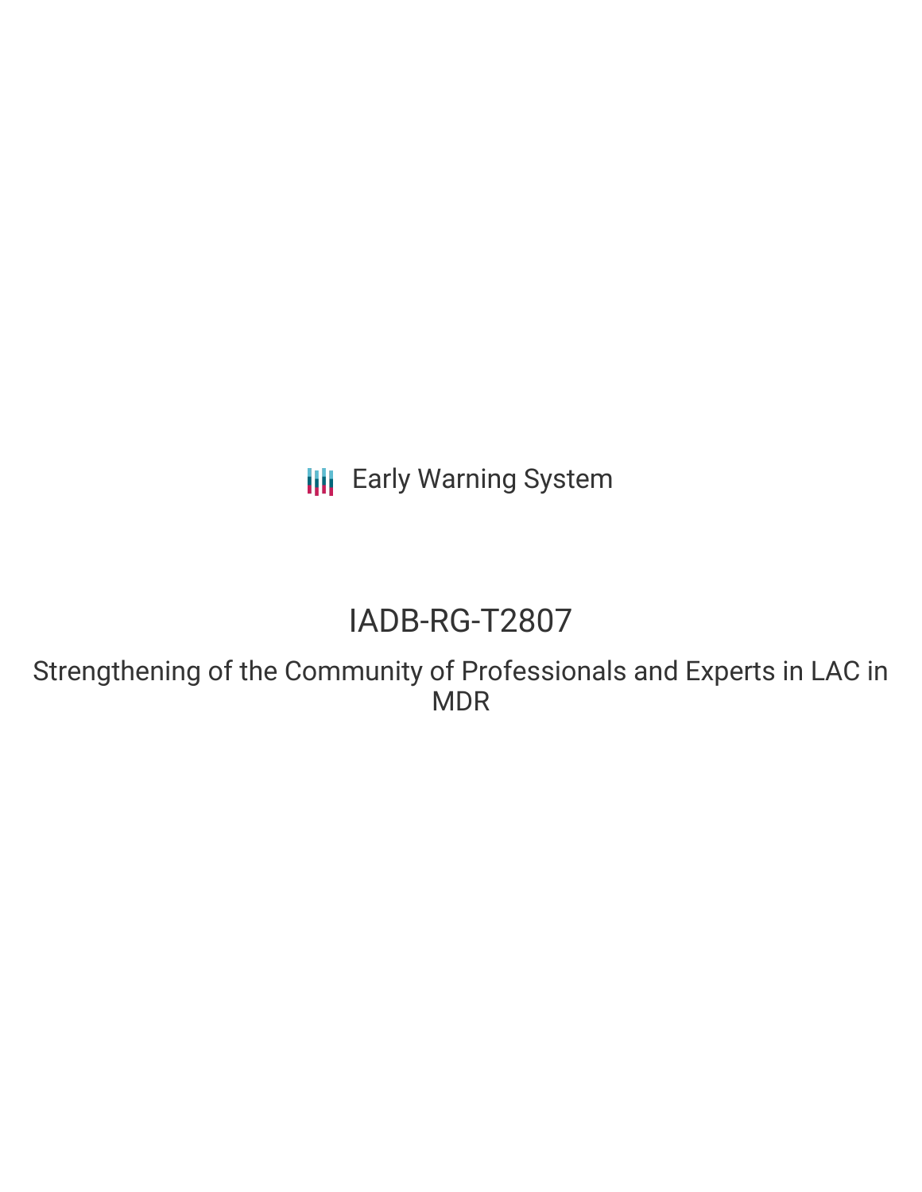Early Warning System

# IADB-RG-T2807

## Strengthening of the Community of Professionals and Experts in LAC in MDR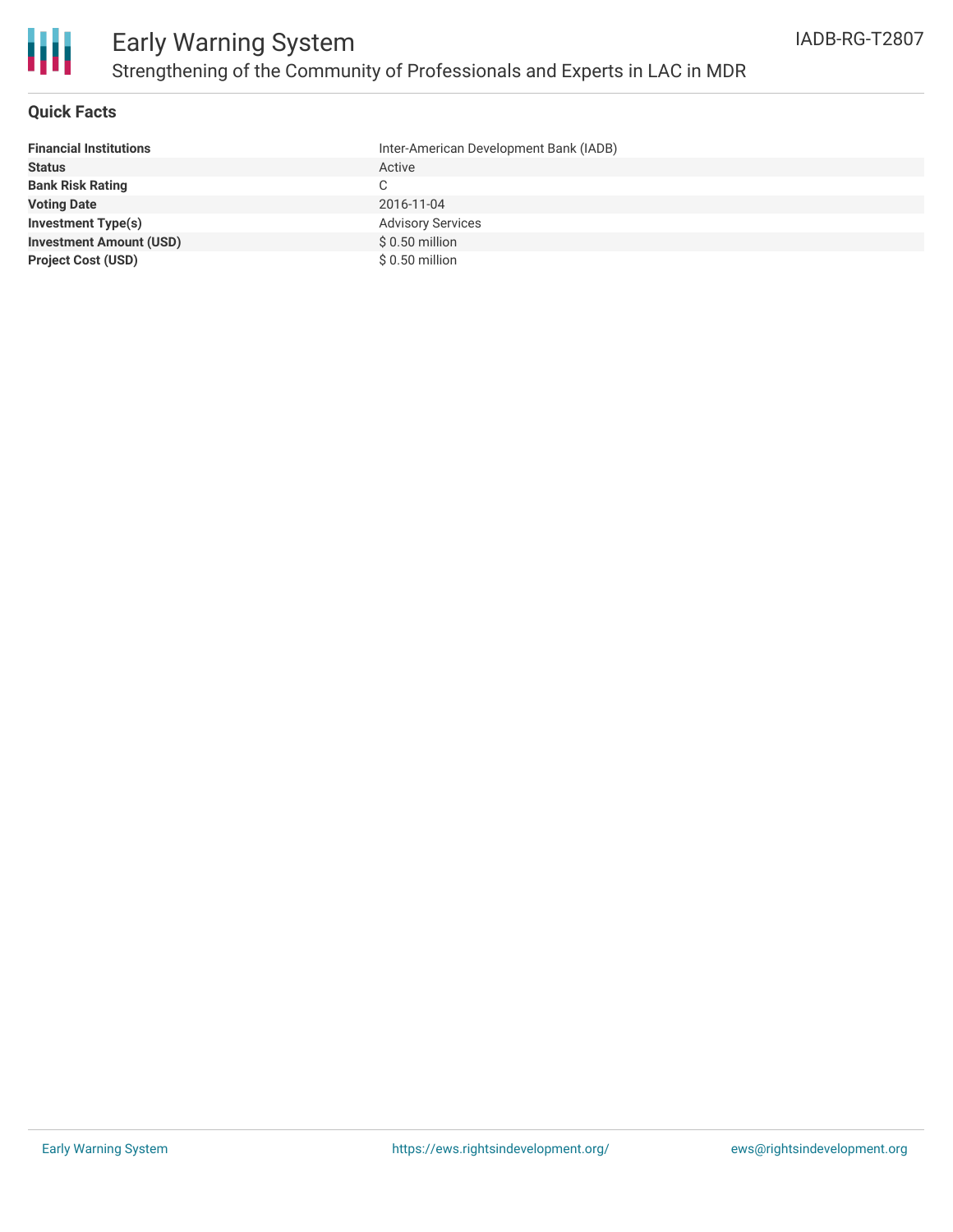# Early Warning System

## Strengthening of the Community of Professionals and Experts in LAC in MDR

IADB-RG-T2807

### Quick Facts

| | |
|---|---|
| **Financial Institutions** | Inter-American Development Bank (IADB) |
| **Status** | Active |
| **Bank Risk Rating** | C |
| **Voting Date** | 2016-11-04 |
| **Investment Type(s)** | Advisory Services |
| **Investment Amount (USD)** | $ 0.50 million |
| **Project Cost (USD)** | $ 0.50 million |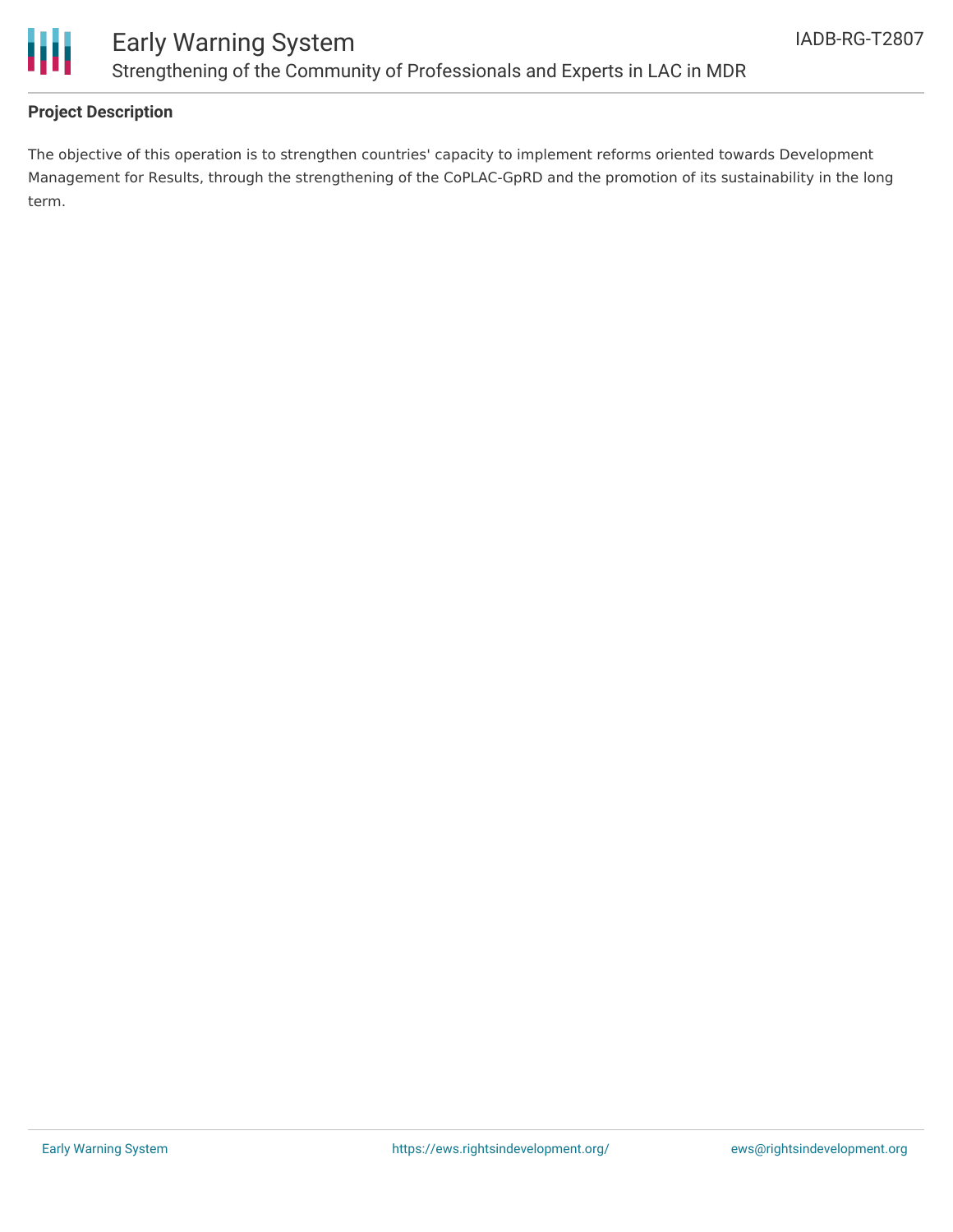## Project Description

The objective of this operation is to strengthen countries' capacity to implement reforms oriented towards Development Management for Results, through the strengthening of the CoPLAC-GpRD and the promotion of its sustainability in the long term.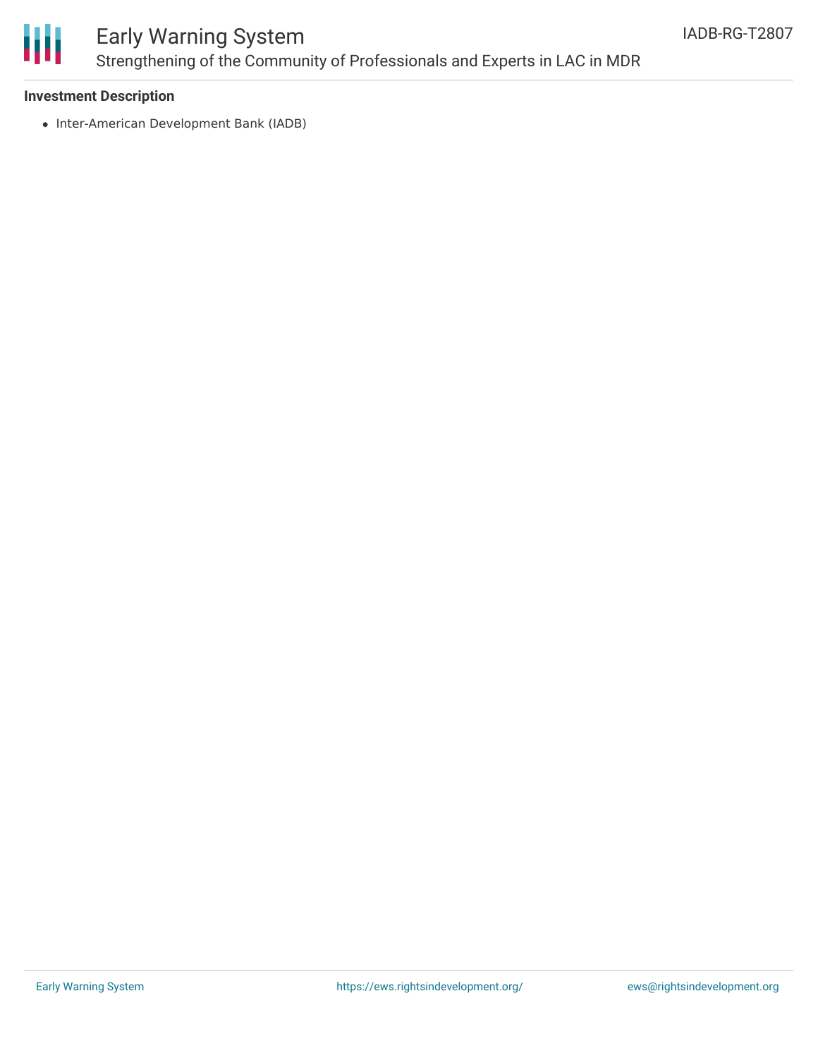**Investment Description**

- Inter-American Development Bank (IADB)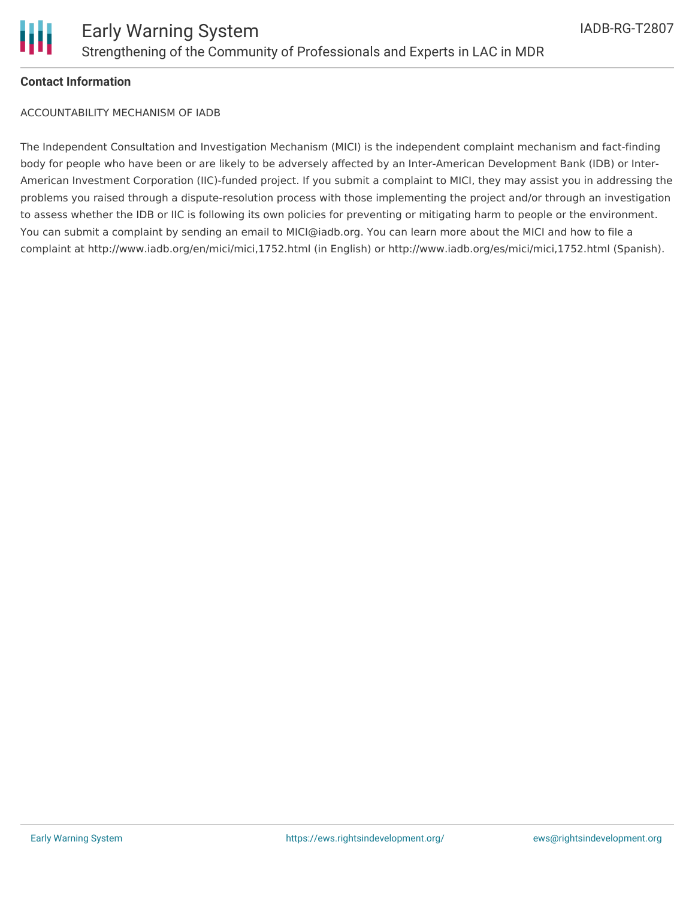**Contact Information**

ACCOUNTABILITY MECHANISM OF IADB

The Independent Consultation and Investigation Mechanism (MICI) is the independent complaint mechanism and fact-finding body for people who have been or are likely to be adversely affected by an Inter-American Development Bank (IDB) or Inter-American Investment Corporation (IIC)-funded project. If you submit a complaint to MICI, they may assist you in addressing the problems you raised through a dispute-resolution process with those implementing the project and/or through an investigation to assess whether the IDB or IIC is following its own policies for preventing or mitigating harm to people or the environment. You can submit a complaint by sending an email to MICI@iadb.org. You can learn more about the MICI and how to file a complaint at http://www.iadb.org/en/mici/mici,1752.html (in English) or http://www.iadb.org/es/mici/mici,1752.html (Spanish).